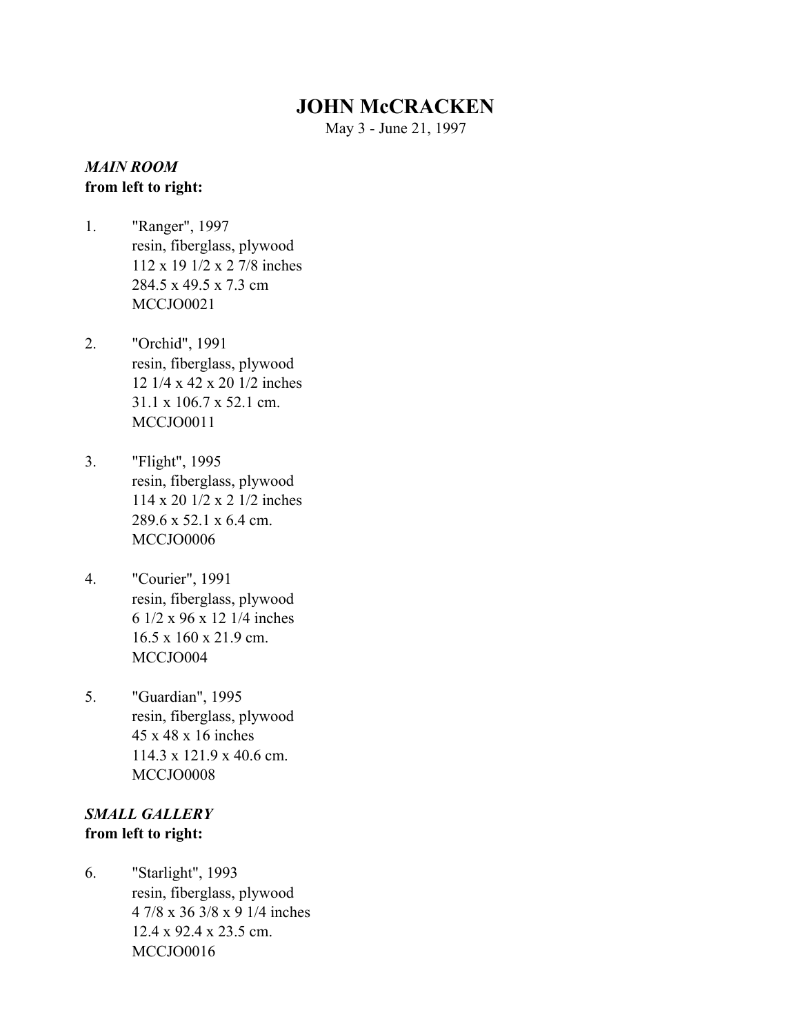# JOHN McCRACKEN

May 3 - June 21, 1997

***MAIN ROOM***
**from left to right:**

1. "Ranger", 1997
   resin, fiberglass, plywood
   112 x 19 1/2 x 2 7/8 inches
   284.5 x 49.5 x 7.3 cm
   MCCJO0021

2. "Orchid", 1991
   resin, fiberglass, plywood
   12 1/4 x 42 x 20 1/2 inches
   31.1 x 106.7 x 52.1 cm.
   MCCJO0011

3. "Flight", 1995
   resin, fiberglass, plywood
   114 x 20 1/2 x 2 1/2 inches
   289.6 x 52.1 x 6.4 cm.
   MCCJO0006

4. "Courier", 1991
   resin, fiberglass, plywood
   6 1/2 x 96 x 12 1/4 inches
   16.5 x 160 x 21.9 cm.
   MCCJO004

5. "Guardian", 1995
   resin, fiberglass, plywood
   45 x 48 x 16 inches
   114.3 x 121.9 x 40.6 cm.
   MCCJO0008

***SMALL GALLERY***
**from left to right:**

6. "Starlight", 1993
   resin, fiberglass, plywood
   4 7/8 x 36 3/8 x 9 1/4 inches
   12.4 x 92.4 x 23.5 cm.
   MCCJO0016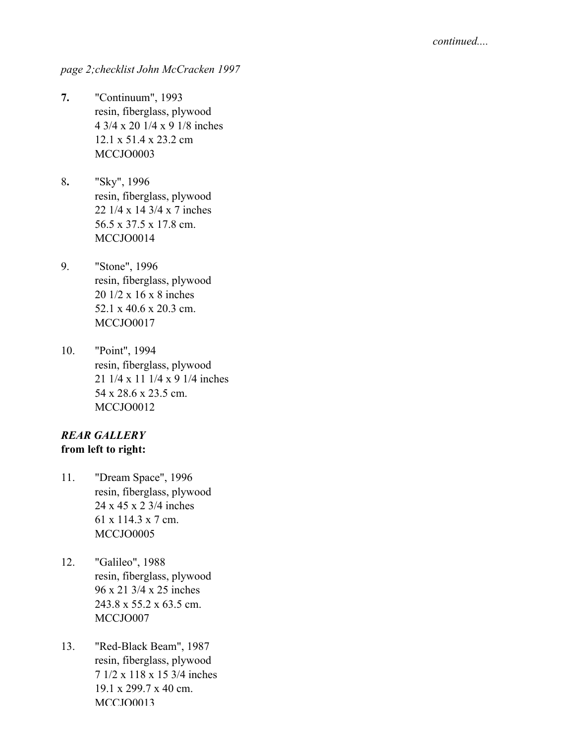*continued....*

*page 2;checklist John McCracken 1997*

**7.** "Continuum", 1993
resin, fiberglass, plywood
4 3/4 x 20 1/4 x 9 1/8 inches
12.1 x 51.4 x 23.2 cm
MCCJO0003

8**.** "Sky", 1996
resin, fiberglass, plywood
22 1/4 x 14 3/4 x 7 inches
56.5 x 37.5 x 17.8 cm.
MCCJO0014

9. "Stone", 1996
resin, fiberglass, plywood
20 1/2 x 16 x 8 inches
52.1 x 40.6 x 20.3 cm.
MCCJO0017

10. "Point", 1994
resin, fiberglass, plywood
21 1/4 x 11 1/4 x 9 1/4 inches
54 x 28.6 x 23.5 cm.
MCCJO0012

***REAR GALLERY***
**from left to right:**

11. "Dream Space", 1996
resin, fiberglass, plywood
24 x 45 x 2 3/4 inches
61 x 114.3 x 7 cm.
MCCJO0005

12. "Galileo", 1988
resin, fiberglass, plywood
96 x 21 3/4 x 25 inches
243.8 x 55.2 x 63.5 cm.
MCCJO007

13. "Red-Black Beam", 1987
resin, fiberglass, plywood
7 1/2 x 118 x 15 3/4 inches
19.1 x 299.7 x 40 cm.
MCCJO0013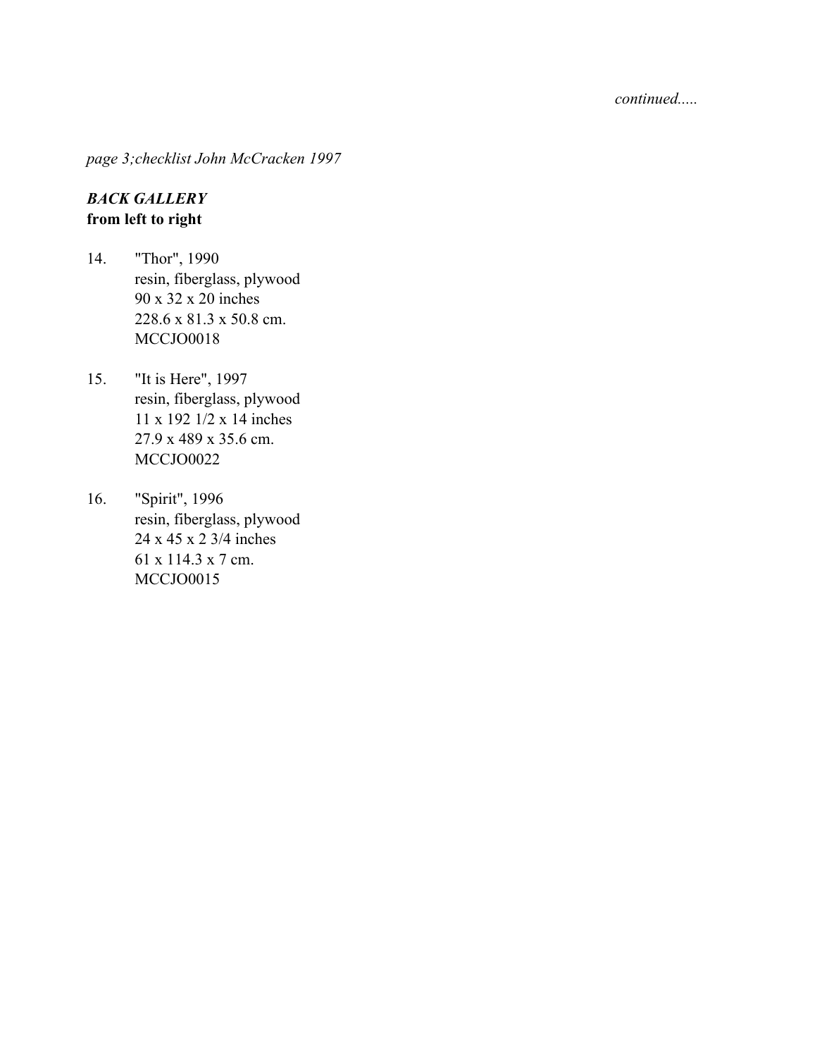*continued.....*

*page 3;checklist John McCracken 1997*

***BACK GALLERY***
**from left to right**

14. "Thor", 1990
    resin, fiberglass, plywood
    90 x 32 x 20 inches
    228.6 x 81.3 x 50.8 cm.
    MCCJO0018

15. "It is Here", 1997
    resin, fiberglass, plywood
    11 x 192 1/2 x 14 inches
    27.9 x 489 x 35.6 cm.
    MCCJO0022

16. "Spirit", 1996
    resin, fiberglass, plywood
    24 x 45 x 2 3/4 inches
    61 x 114.3 x 7 cm.
    MCCJO0015